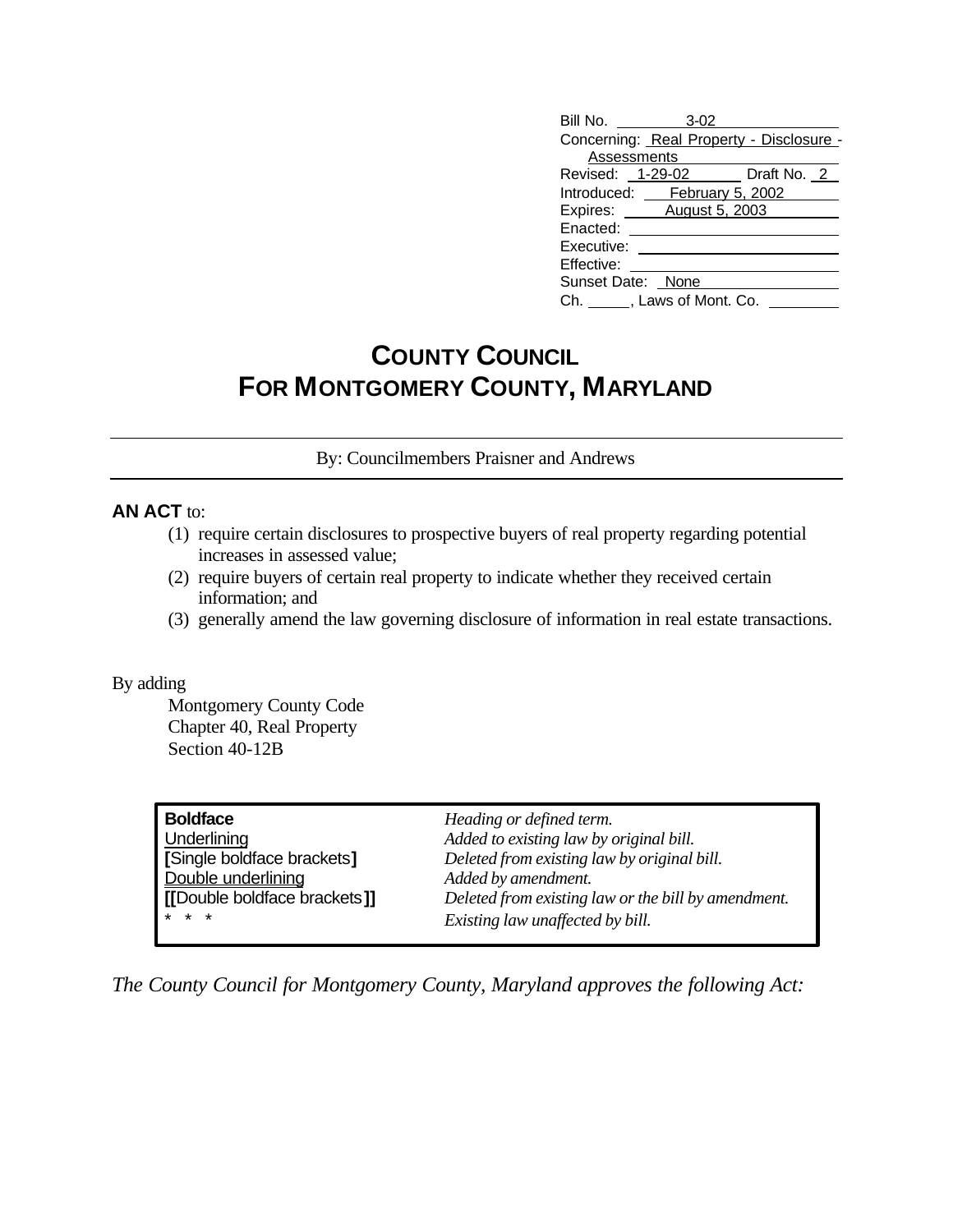| | |
|---|---|
| Bill No. | 3-02 |
| Concerning: | Real Property - Disclosure - Assessments |
| Revised: | 1-29-02 Draft No. 2 |
| Introduced: | February 5, 2002 |
| Expires: | August 5, 2003 |
| Enacted: | |
| Executive: | |
| Effective: | |
| Sunset Date: | None |
| Ch. ____, Laws of Mont. Co. | |

# COUNTY COUNCIL
# FOR MONTGOMERY COUNTY, MARYLAND

By: Councilmembers Praisner and Andrews

**AN ACT** to:

(1) require certain disclosures to prospective buyers of real property regarding potential increases in assessed value;
(2) require buyers of certain real property to indicate whether they received certain information; and
(3) generally amend the law governing disclosure of information in real estate transactions.

By adding

Montgomery County Code
Chapter 40, Real Property
Section 40-12B

| | |
|---|---|
| **Boldface** | *Heading or defined term.* |
| Underlining | *Added to existing law by original bill.* |
| **[**Single boldface brackets**]** | *Deleted from existing law by original bill.* |
| Double underlining | *Added by amendment.* |
| **[[**Double boldface brackets**]]** | *Deleted from existing law or the bill by amendment.* |
| * * * | *Existing law unaffected by bill.* |

*The County Council for Montgomery County, Maryland approves the following Act:*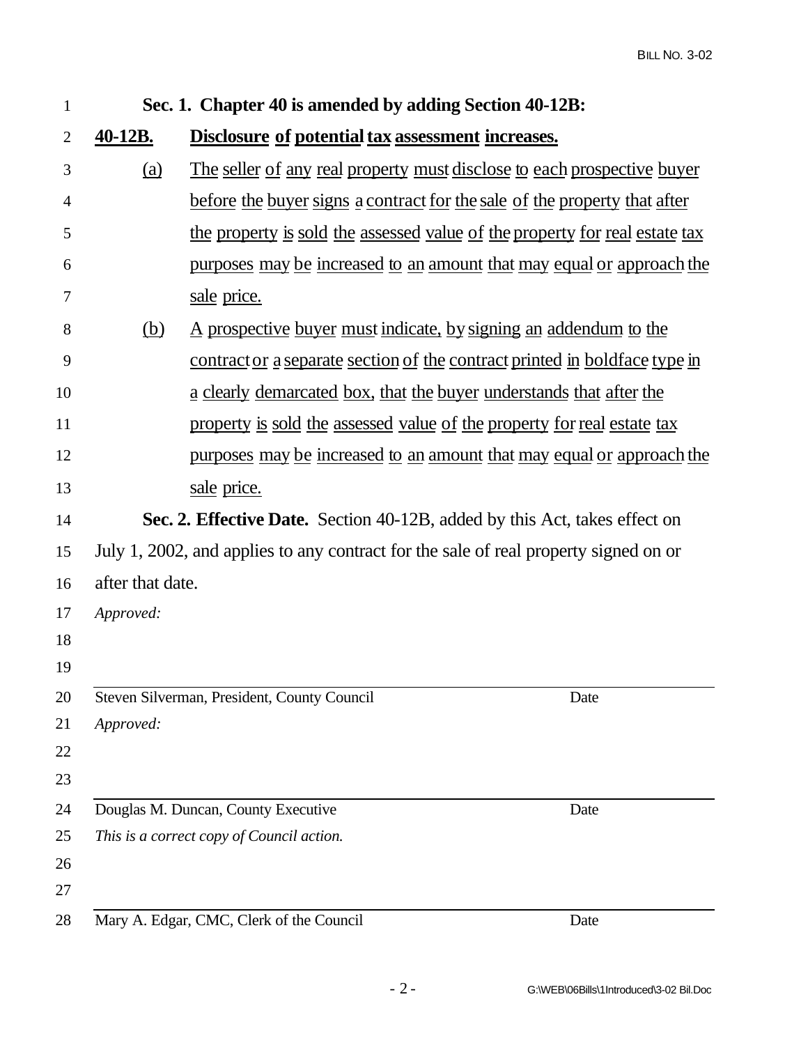**Sec. 1. Chapter 40 is amended by adding Section 40-12B:**

**40-12B. Disclosure of potential tax assessment increases.**

(a) The seller of any real property must disclose to each prospective buyer before the buyer signs a contract for the sale of the property that after the property is sold the assessed value of the property for real estate tax purposes may be increased to an amount that may equal or approach the sale price.

(b) A prospective buyer must indicate, by signing an addendum to the contract or a separate section of the contract printed in boldface type in a clearly demarcated box, that the buyer understands that after the property is sold the assessed value of the property for real estate tax purposes may be increased to an amount that may equal or approach the sale price.

**Sec. 2. Effective Date.** Section 40-12B, added by this Act, takes effect on July 1, 2002, and applies to any contract for the sale of real property signed on or after that date.

*Approved:*

Steven Silverman, President, County Council — Date

*Approved:*

Douglas M. Duncan, County Executive — Date

*This is a correct copy of Council action.*

Mary A. Edgar, CMC, Clerk of the Council — Date